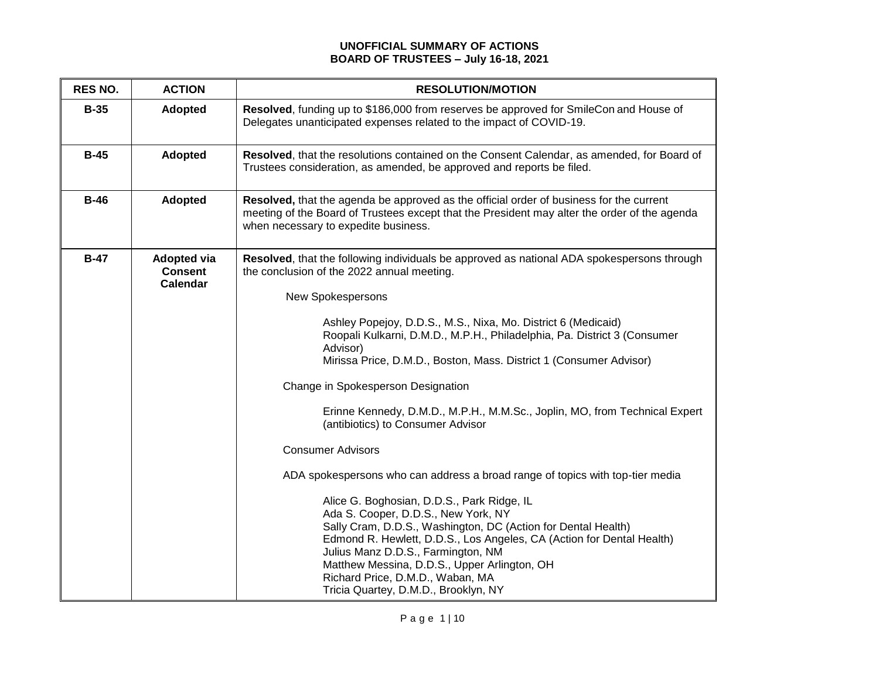**UNOFFICIAL SUMMARY OF ACTIONS**
**BOARD OF TRUSTEES – July 16-18, 2021**

| RES NO. | ACTION | RESOLUTION/MOTION |
|---|---|---|
| **B-35** | **Adopted** | **Resolved**, funding up to $186,000 from reserves be approved for SmileCon and House of Delegates unanticipated expenses related to the impact of COVID-19. |
| **B-45** | **Adopted** | **Resolved**, that the resolutions contained on the Consent Calendar, as amended, for Board of Trustees consideration, as amended, be approved and reports be filed. |
| **B-46** | **Adopted** | **Resolved,** that the agenda be approved as the official order of business for the current meeting of the Board of Trustees except that the President may alter the order of the agenda when necessary to expedite business. |
| **B-47** | **Adopted via Consent Calendar** | **Resolved**, that the following individuals be approved as national ADA spokespersons through the conclusion of the 2022 annual meeting.<br><br>New Spokespersons<br><br>Ashley Popejoy, D.D.S., M.S., Nixa, Mo. District 6 (Medicaid)<br>Roopali Kulkarni, D.M.D., M.P.H., Philadelphia, Pa. District 3 (Consumer Advisor)<br>Mirissa Price, D.M.D., Boston, Mass. District 1 (Consumer Advisor)<br><br>Change in Spokesperson Designation<br><br>Erinne Kennedy, D.M.D., M.P.H., M.M.Sc., Joplin, MO, from Technical Expert (antibiotics) to Consumer Advisor<br><br>Consumer Advisors<br><br>ADA spokespersons who can address a broad range of topics with top-tier media<br><br>Alice G. Boghosian, D.D.S., Park Ridge, IL<br>Ada S. Cooper, D.D.S., New York, NY<br>Sally Cram, D.D.S., Washington, DC (Action for Dental Health)<br>Edmond R. Hewlett, D.D.S., Los Angeles, CA (Action for Dental Health)<br>Julius Manz D.D.S., Farmington, NM<br>Matthew Messina, D.D.S., Upper Arlington, OH<br>Richard Price, D.M.D., Waban, MA<br>Tricia Quartey, D.M.D., Brooklyn, NY |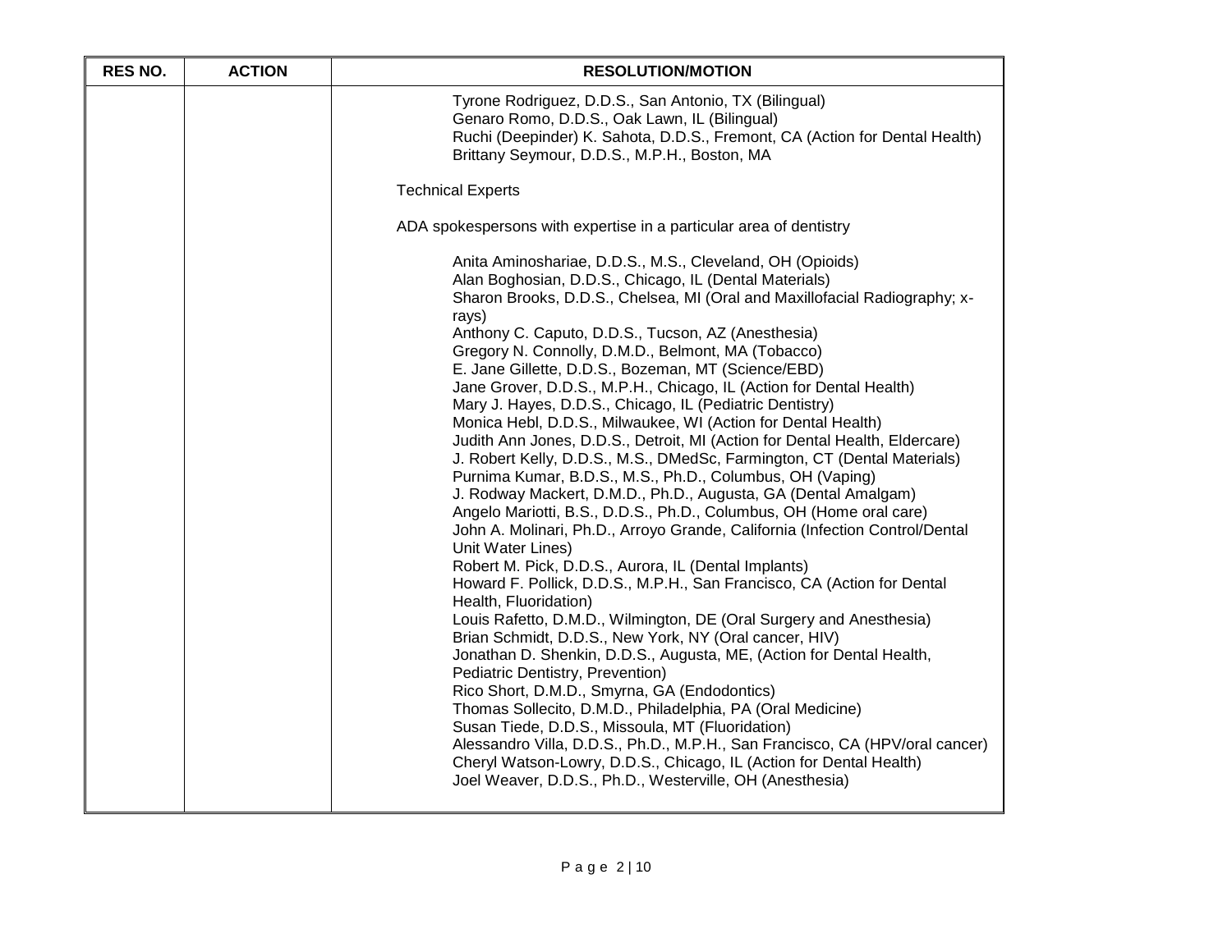| RES NO. | ACTION | RESOLUTION/MOTION |
|---|---|---|
| | | Tyrone Rodriguez, D.D.S., San Antonio, TX (Bilingual)<br>Genaro Romo, D.D.S., Oak Lawn, IL (Bilingual)<br>Ruchi (Deepinder) K. Sahota, D.D.S., Fremont, CA (Action for Dental Health)<br>Brittany Seymour, D.D.S., M.P.H., Boston, MA<br><br>Technical Experts<br><br>ADA spokespersons with expertise in a particular area of dentistry<br><br>Anita Aminoshariae, D.D.S., M.S., Cleveland, OH (Opioids)<br>Alan Boghosian, D.D.S., Chicago, IL (Dental Materials)<br>Sharon Brooks, D.D.S., Chelsea, MI (Oral and Maxillofacial Radiography; x-rays)<br>Anthony C. Caputo, D.D.S., Tucson, AZ (Anesthesia)<br>Gregory N. Connolly, D.M.D., Belmont, MA (Tobacco)<br>E. Jane Gillette, D.D.S., Bozeman, MT (Science/EBD)<br>Jane Grover, D.D.S., M.P.H., Chicago, IL (Action for Dental Health)<br>Mary J. Hayes, D.D.S., Chicago, IL (Pediatric Dentistry)<br>Monica Hebl, D.D.S., Milwaukee, WI (Action for Dental Health)<br>Judith Ann Jones, D.D.S., Detroit, MI (Action for Dental Health, Eldercare)<br>J. Robert Kelly, D.D.S., M.S., DMedSc, Farmington, CT (Dental Materials)<br>Purnima Kumar, B.D.S., M.S., Ph.D., Columbus, OH (Vaping)<br>J. Rodway Mackert, D.M.D., Ph.D., Augusta, GA (Dental Amalgam)<br>Angelo Mariotti, B.S., D.D.S., Ph.D., Columbus, OH (Home oral care)<br>John A. Molinari, Ph.D., Arroyo Grande, California (Infection Control/Dental Unit Water Lines)<br>Robert M. Pick, D.D.S., Aurora, IL (Dental Implants)<br>Howard F. Pollick, D.D.S., M.P.H., San Francisco, CA (Action for Dental Health, Fluoridation)<br>Louis Rafetto, D.M.D., Wilmington, DE (Oral Surgery and Anesthesia)<br>Brian Schmidt, D.D.S., New York, NY (Oral cancer, HIV)<br>Jonathan D. Shenkin, D.D.S., Augusta, ME, (Action for Dental Health, Pediatric Dentistry, Prevention)<br>Rico Short, D.M.D., Smyrna, GA (Endodontics)<br>Thomas Sollecito, D.M.D., Philadelphia, PA (Oral Medicine)<br>Susan Tiede, D.D.S., Missoula, MT (Fluoridation)<br>Alessandro Villa, D.D.S., Ph.D., M.P.H., San Francisco, CA (HPV/oral cancer)<br>Cheryl Watson-Lowry, D.D.S., Chicago, IL (Action for Dental Health)<br>Joel Weaver, D.D.S., Ph.D., Westerville, OH (Anesthesia) |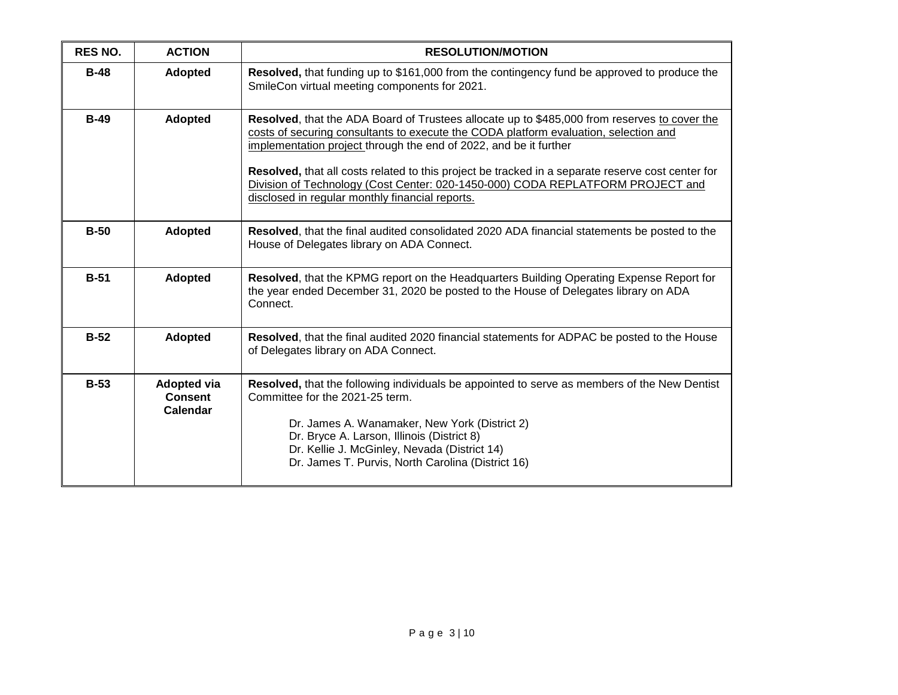| RES NO. | ACTION | RESOLUTION/MOTION |
|---|---|---|
| **B-48** | **Adopted** | **Resolved,** that funding up to $161,000 from the contingency fund be approved to produce the SmileCon virtual meeting components for 2021. |
| **B-49** | **Adopted** | **Resolved**, that the ADA Board of Trustees allocate up to $485,000 from reserves to cover the costs of securing consultants to execute the CODA platform evaluation, selection and implementation project through the end of 2022, and be it further<br><br>**Resolved,** that all costs related to this project be tracked in a separate reserve cost center for Division of Technology (Cost Center: 020-1450-000) CODA REPLATFORM PROJECT and disclosed in regular monthly financial reports. |
| **B-50** | **Adopted** | **Resolved**, that the final audited consolidated 2020 ADA financial statements be posted to the House of Delegates library on ADA Connect. |
| **B-51** | **Adopted** | **Resolved**, that the KPMG report on the Headquarters Building Operating Expense Report for the year ended December 31, 2020 be posted to the House of Delegates library on ADA Connect. |
| **B-52** | **Adopted** | **Resolved**, that the final audited 2020 financial statements for ADPAC be posted to the House of Delegates library on ADA Connect. |
| **B-53** | **Adopted via Consent Calendar** | **Resolved,** that the following individuals be appointed to serve as members of the New Dentist Committee for the 2021-25 term.<br><br>Dr. James A. Wanamaker, New York (District 2)<br>Dr. Bryce A. Larson, Illinois (District 8)<br>Dr. Kellie J. McGinley, Nevada (District 14)<br>Dr. James T. Purvis, North Carolina (District 16) |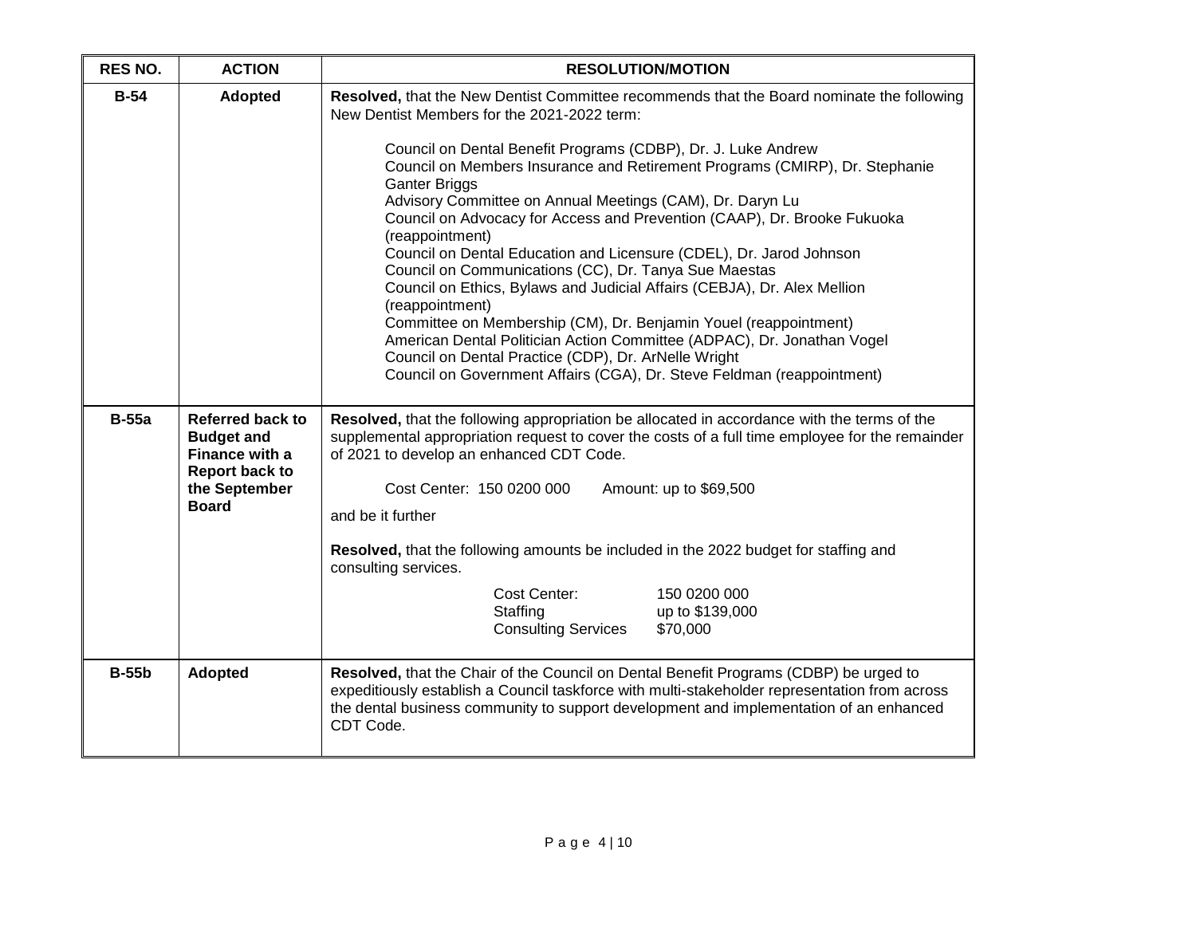| RES NO. | ACTION | RESOLUTION/MOTION |
|---|---|---|
| **B-54** | **Adopted** | **Resolved,** that the New Dentist Committee recommends that the Board nominate the following New Dentist Members for the 2021-2022 term:<br><br>Council on Dental Benefit Programs (CDBP), Dr. J. Luke Andrew<br>Council on Members Insurance and Retirement Programs (CMIRP), Dr. Stephanie Ganter Briggs<br>Advisory Committee on Annual Meetings (CAM), Dr. Daryn Lu<br>Council on Advocacy for Access and Prevention (CAAP), Dr. Brooke Fukuoka (reappointment)<br>Council on Dental Education and Licensure (CDEL), Dr. Jarod Johnson<br>Council on Communications (CC), Dr. Tanya Sue Maestas<br>Council on Ethics, Bylaws and Judicial Affairs (CEBJA), Dr. Alex Mellion (reappointment)<br>Committee on Membership (CM), Dr. Benjamin Youel (reappointment)<br>American Dental Politician Action Committee (ADPAC), Dr. Jonathan Vogel<br>Council on Dental Practice (CDP), Dr. ArNelle Wright<br>Council on Government Affairs (CGA), Dr. Steve Feldman (reappointment) |
| **B-55a** | **Referred back to Budget and Finance with a Report back to the September Board** | **Resolved,** that the following appropriation be allocated in accordance with the terms of the supplemental appropriation request to cover the costs of a full time employee for the remainder of 2021 to develop an enhanced CDT Code.<br><br>Cost Center: 150 0200 000 Amount: up to $69,500<br><br>and be it further<br><br>**Resolved,** that the following amounts be included in the 2022 budget for staffing and consulting services.<br><br>Cost Center: 150 0200 000<br>Staffing up to $139,000<br>Consulting Services $70,000 |
| **B-55b** | **Adopted** | **Resolved,** that the Chair of the Council on Dental Benefit Programs (CDBP) be urged to expeditiously establish a Council taskforce with multi-stakeholder representation from across the dental business community to support development and implementation of an enhanced CDT Code. |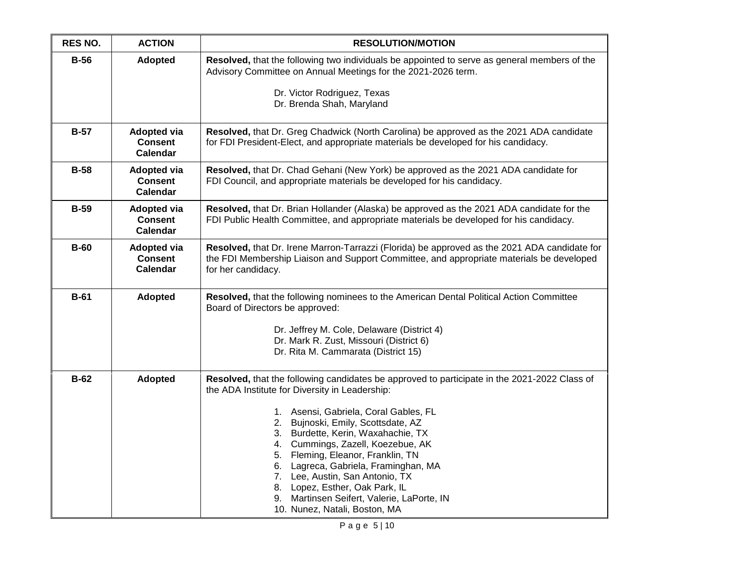| RES NO. | ACTION | RESOLUTION/MOTION |
|---|---|---|
| **B-56** | **Adopted** | **Resolved,** that the following two individuals be appointed to serve as general members of the Advisory Committee on Annual Meetings for the 2021-2026 term.<br><br>Dr. Victor Rodriguez, Texas<br>Dr. Brenda Shah, Maryland |
| **B-57** | **Adopted via Consent Calendar** | **Resolved,** that Dr. Greg Chadwick (North Carolina) be approved as the 2021 ADA candidate for FDI President-Elect, and appropriate materials be developed for his candidacy. |
| **B-58** | **Adopted via Consent Calendar** | **Resolved,** that Dr. Chad Gehani (New York) be approved as the 2021 ADA candidate for FDI Council, and appropriate materials be developed for his candidacy. |
| **B-59** | **Adopted via Consent Calendar** | **Resolved,** that Dr. Brian Hollander (Alaska) be approved as the 2021 ADA candidate for the FDI Public Health Committee, and appropriate materials be developed for his candidacy. |
| **B-60** | **Adopted via Consent Calendar** | **Resolved,** that Dr. Irene Marron-Tarrazzi (Florida) be approved as the 2021 ADA candidate for the FDI Membership Liaison and Support Committee, and appropriate materials be developed for her candidacy. |
| **B-61** | **Adopted** | **Resolved,** that the following nominees to the American Dental Political Action Committee Board of Directors be approved:<br><br>Dr. Jeffrey M. Cole, Delaware (District 4)<br>Dr. Mark R. Zust, Missouri (District 6)<br>Dr. Rita M. Cammarata (District 15) |
| **B-62** | **Adopted** | **Resolved,** that the following candidates be approved to participate in the 2021-2022 Class of the ADA Institute for Diversity in Leadership:<br><br>1. Asensi, Gabriela, Coral Gables, FL<br>2. Bujnoski, Emily, Scottsdate, AZ<br>3. Burdette, Kerin, Waxahachie, TX<br>4. Cummings, Zazell, Koezebue, AK<br>5. Fleming, Eleanor, Franklin, TN<br>6. Lagreca, Gabriela, Framinghan, MA<br>7. Lee, Austin, San Antonio, TX<br>8. Lopez, Esther, Oak Park, IL<br>9. Martinsen Seifert, Valerie, LaPorte, IN<br>10. Nunez, Natali, Boston, MA |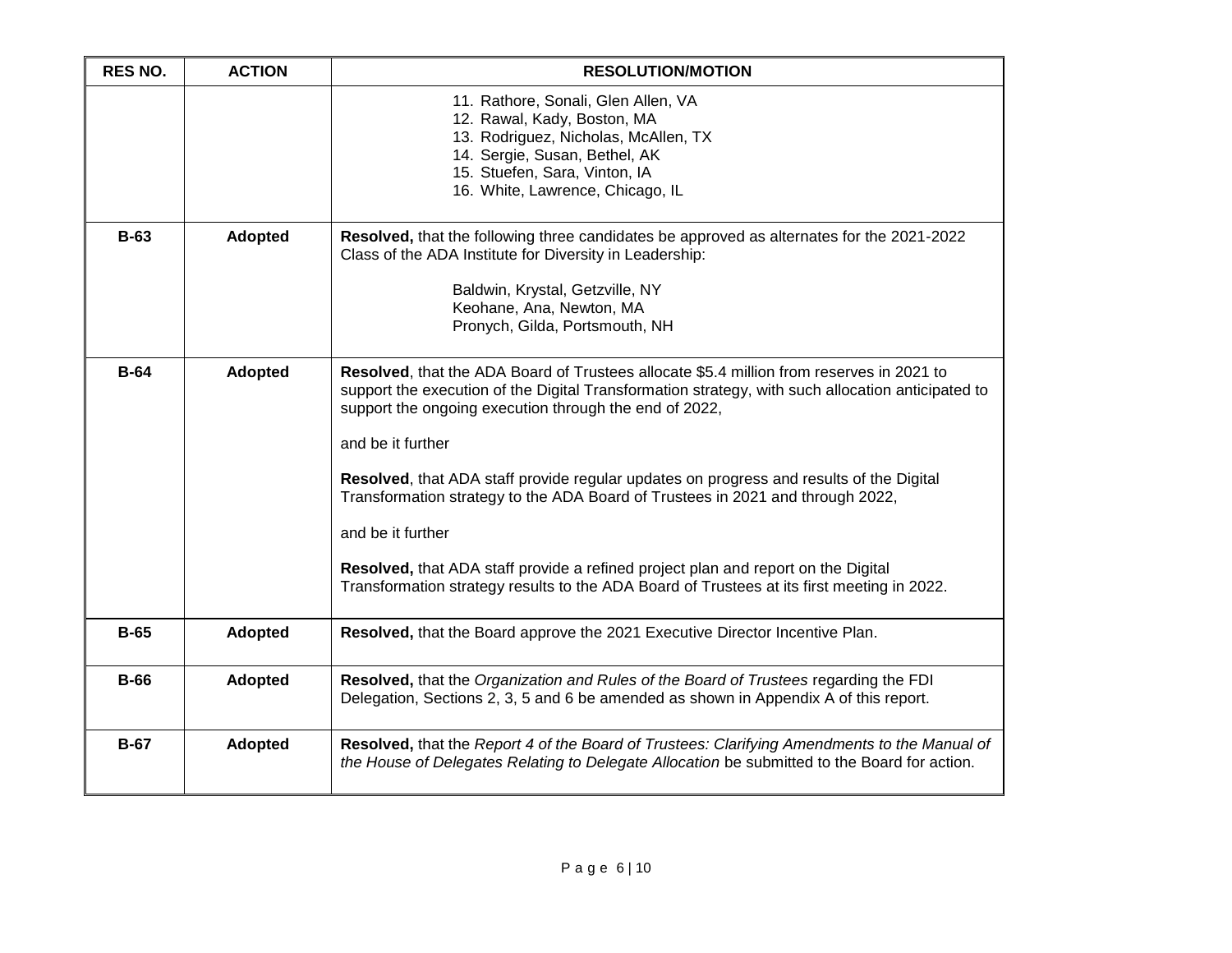| RES NO. | ACTION | RESOLUTION/MOTION |
| --- | --- | --- |
| | | 11. Rathore, Sonali, Glen Allen, VA<br>12. Rawal, Kady, Boston, MA<br>13. Rodriguez, Nicholas, McAllen, TX<br>14. Sergie, Susan, Bethel, AK<br>15. Stuefen, Sara, Vinton, IA<br>16. White, Lawrence, Chicago, IL |
| **B-63** | **Adopted** | **Resolved,** that the following three candidates be approved as alternates for the 2021-2022 Class of the ADA Institute for Diversity in Leadership:<br><br>Baldwin, Krystal, Getzville, NY<br>Keohane, Ana, Newton, MA<br>Pronych, Gilda, Portsmouth, NH |
| **B-64** | **Adopted** | **Resolved**, that the ADA Board of Trustees allocate $5.4 million from reserves in 2021 to support the execution of the Digital Transformation strategy, with such allocation anticipated to support the ongoing execution through the end of 2022,<br><br>and be it further<br><br>**Resolved**, that ADA staff provide regular updates on progress and results of the Digital Transformation strategy to the ADA Board of Trustees in 2021 and through 2022,<br><br>and be it further<br><br>**Resolved,** that ADA staff provide a refined project plan and report on the Digital Transformation strategy results to the ADA Board of Trustees at its first meeting in 2022. |
| **B-65** | **Adopted** | **Resolved,** that the Board approve the 2021 Executive Director Incentive Plan. |
| **B-66** | **Adopted** | **Resolved,** that the *Organization and Rules of the Board of Trustees* regarding the FDI Delegation, Sections 2, 3, 5 and 6 be amended as shown in Appendix A of this report. |
| **B-67** | **Adopted** | **Resolved,** that the *Report 4 of the Board of Trustees: Clarifying Amendments to the Manual of the House of Delegates Relating to Delegate Allocation* be submitted to the Board for action. |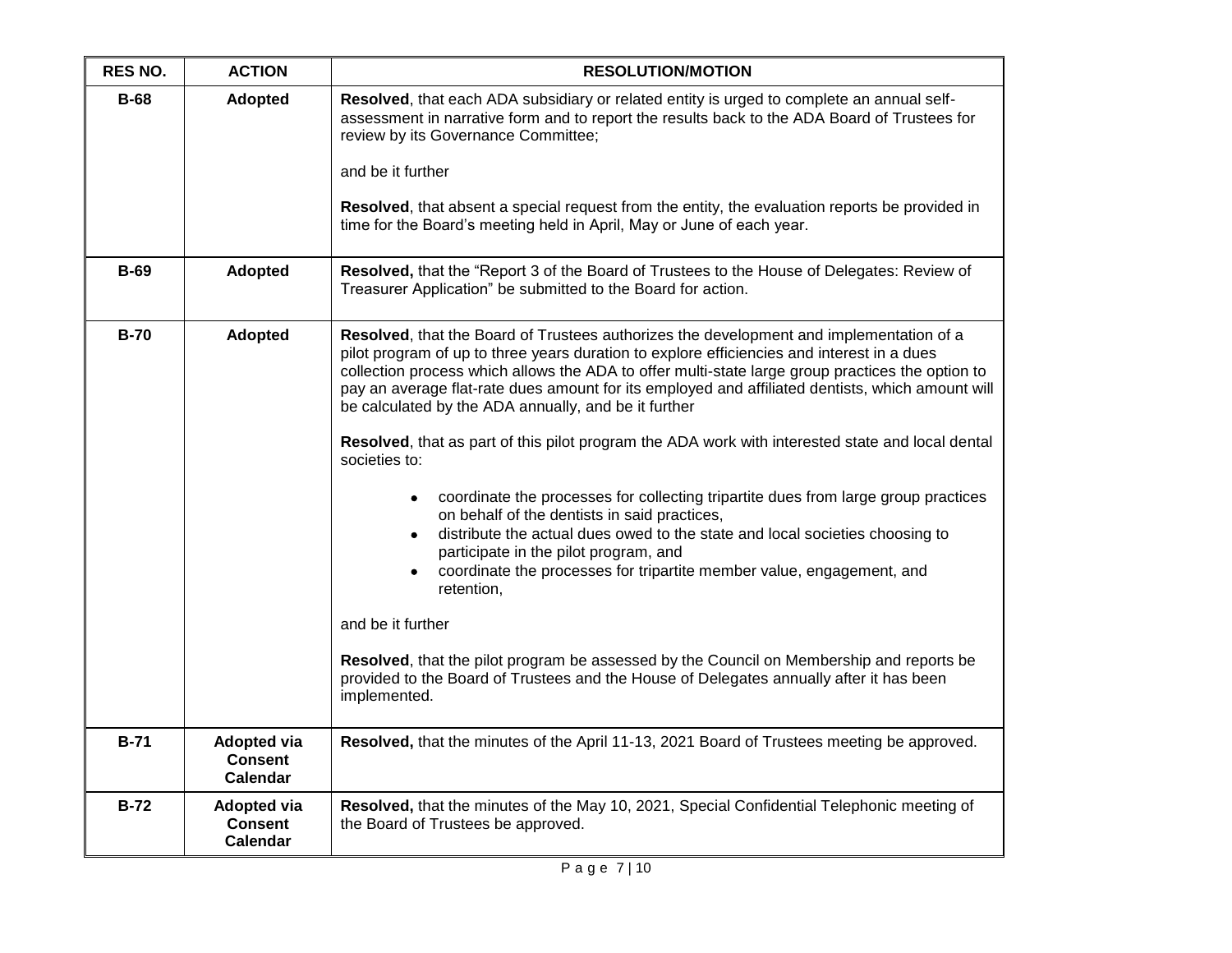| RES NO. | ACTION | RESOLUTION/MOTION |
|---|---|---|
| **B-68** | **Adopted** | **Resolved**, that each ADA subsidiary or related entity is urged to complete an annual self-assessment in narrative form and to report the results back to the ADA Board of Trustees for review by its Governance Committee;<br><br>and be it further<br><br>**Resolved**, that absent a special request from the entity, the evaluation reports be provided in time for the Board's meeting held in April, May or June of each year. |
| **B-69** | **Adopted** | **Resolved,** that the "Report 3 of the Board of Trustees to the House of Delegates: Review of Treasurer Application" be submitted to the Board for action. |
| **B-70** | **Adopted** | **Resolved**, that the Board of Trustees authorizes the development and implementation of a pilot program of up to three years duration to explore efficiencies and interest in a dues collection process which allows the ADA to offer multi-state large group practices the option to pay an average flat-rate dues amount for its employed and affiliated dentists, which amount will be calculated by the ADA annually, and be it further<br><br>**Resolved**, that as part of this pilot program the ADA work with interested state and local dental societies to:<br><br>• coordinate the processes for collecting tripartite dues from large group practices on behalf of the dentists in said practices,<br>• distribute the actual dues owed to the state and local societies choosing to participate in the pilot program, and<br>• coordinate the processes for tripartite member value, engagement, and retention,<br><br>and be it further<br><br>**Resolved**, that the pilot program be assessed by the Council on Membership and reports be provided to the Board of Trustees and the House of Delegates annually after it has been implemented. |
| **B-71** | **Adopted via Consent Calendar** | **Resolved,** that the minutes of the April 11-13, 2021 Board of Trustees meeting be approved. |
| **B-72** | **Adopted via Consent Calendar** | **Resolved,** that the minutes of the May 10, 2021, Special Confidential Telephonic meeting of the Board of Trustees be approved. |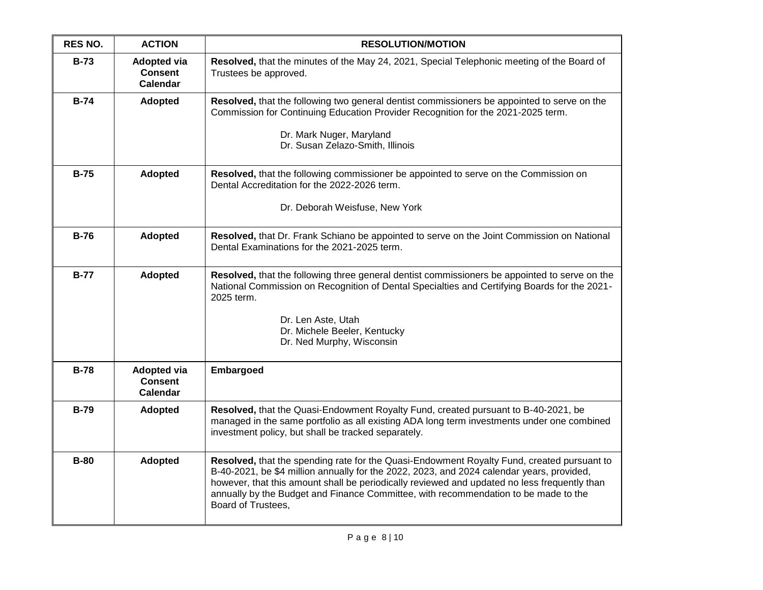| RES NO. | ACTION | RESOLUTION/MOTION |
|---|---|---|
| **B-73** | **Adopted via Consent Calendar** | **Resolved,** that the minutes of the May 24, 2021, Special Telephonic meeting of the Board of Trustees be approved. |
| **B-74** | **Adopted** | **Resolved,** that the following two general dentist commissioners be appointed to serve on the Commission for Continuing Education Provider Recognition for the 2021-2025 term.<br><br>Dr. Mark Nuger, Maryland<br>Dr. Susan Zelazo-Smith, Illinois |
| **B-75** | **Adopted** | **Resolved,** that the following commissioner be appointed to serve on the Commission on Dental Accreditation for the 2022-2026 term.<br><br>Dr. Deborah Weisfuse, New York |
| **B-76** | **Adopted** | **Resolved,** that Dr. Frank Schiano be appointed to serve on the Joint Commission on National Dental Examinations for the 2021-2025 term. |
| **B-77** | **Adopted** | **Resolved,** that the following three general dentist commissioners be appointed to serve on the National Commission on Recognition of Dental Specialties and Certifying Boards for the 2021-2025 term.<br><br>Dr. Len Aste, Utah<br>Dr. Michele Beeler, Kentucky<br>Dr. Ned Murphy, Wisconsin |
| **B-78** | **Adopted via Consent Calendar** | **Embargoed** |
| **B-79** | **Adopted** | **Resolved,** that the Quasi-Endowment Royalty Fund, created pursuant to B-40-2021, be managed in the same portfolio as all existing ADA long term investments under one combined investment policy, but shall be tracked separately. |
| **B-80** | **Adopted** | **Resolved,** that the spending rate for the Quasi-Endowment Royalty Fund, created pursuant to B-40-2021, be $4 million annually for the 2022, 2023, and 2024 calendar years, provided, however, that this amount shall be periodically reviewed and updated no less frequently than annually by the Budget and Finance Committee, with recommendation to be made to the Board of Trustees, |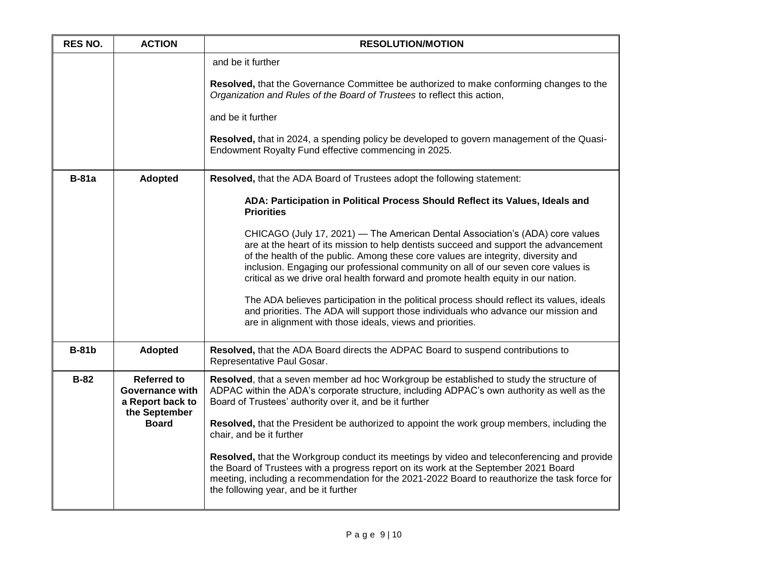| RES NO. | ACTION | RESOLUTION/MOTION |
| --- | --- | --- |
| | | and be it further<br><br>**Resolved,** that the Governance Committee be authorized to make conforming changes to the *Organization and Rules of the Board of Trustees* to reflect this action,<br><br>and be it further<br><br>**Resolved,** that in 2024, a spending policy be developed to govern management of the Quasi-Endowment Royalty Fund effective commencing in 2025. |
| **B-81a** | **Adopted** | **Resolved,** that the ADA Board of Trustees adopt the following statement:<br><br>**ADA: Participation in Political Process Should Reflect its Values, Ideals and Priorities**<br><br>CHICAGO (July 17, 2021) — The American Dental Association's (ADA) core values are at the heart of its mission to help dentists succeed and support the advancement of the health of the public. Among these core values are integrity, diversity and inclusion. Engaging our professional community on all of our seven core values is critical as we drive oral health forward and promote health equity in our nation.<br><br>The ADA believes participation in the political process should reflect its values, ideals and priorities. The ADA will support those individuals who advance our mission and are in alignment with those ideals, views and priorities. |
| **B-81b** | **Adopted** | **Resolved,** that the ADA Board directs the ADPAC Board to suspend contributions to Representative Paul Gosar. |
| **B-82** | **Referred to Governance with a Report back to the September Board** | **Resolved**, that a seven member ad hoc Workgroup be established to study the structure of ADPAC within the ADA's corporate structure, including ADPAC's own authority as well as the Board of Trustees' authority over it, and be it further<br><br>**Resolved,** that the President be authorized to appoint the work group members, including the chair, and be it further<br><br>**Resolved,** that the Workgroup conduct its meetings by video and teleconferencing and provide the Board of Trustees with a progress report on its work at the September 2021 Board meeting, including a recommendation for the 2021-2022 Board to reauthorize the task force for the following year, and be it further |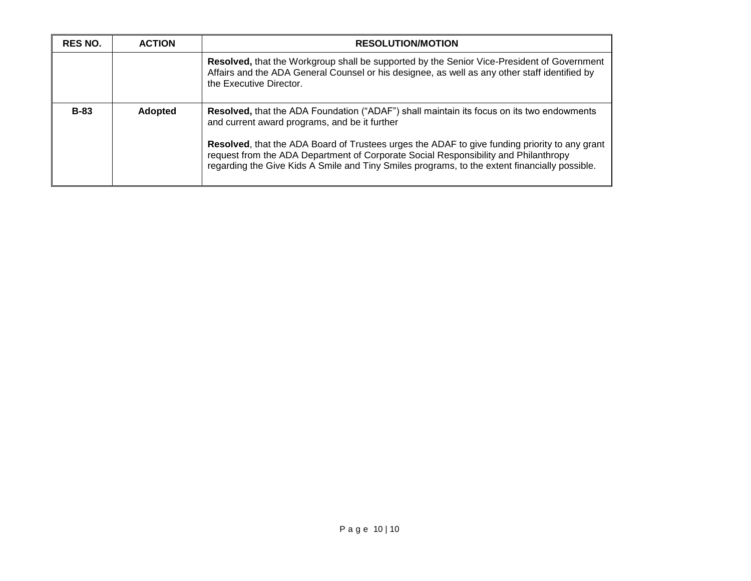| RES NO. | ACTION | RESOLUTION/MOTION |
|---|---|---|
| | | **Resolved,** that the Workgroup shall be supported by the Senior Vice-President of Government Affairs and the ADA General Counsel or his designee, as well as any other staff identified by the Executive Director. |
| **B-83** | **Adopted** | **Resolved,** that the ADA Foundation ("ADAF") shall maintain its focus on its two endowments and current award programs, and be it further<br><br>**Resolved**, that the ADA Board of Trustees urges the ADAF to give funding priority to any grant request from the ADA Department of Corporate Social Responsibility and Philanthropy regarding the Give Kids A Smile and Tiny Smiles programs, to the extent financially possible. |